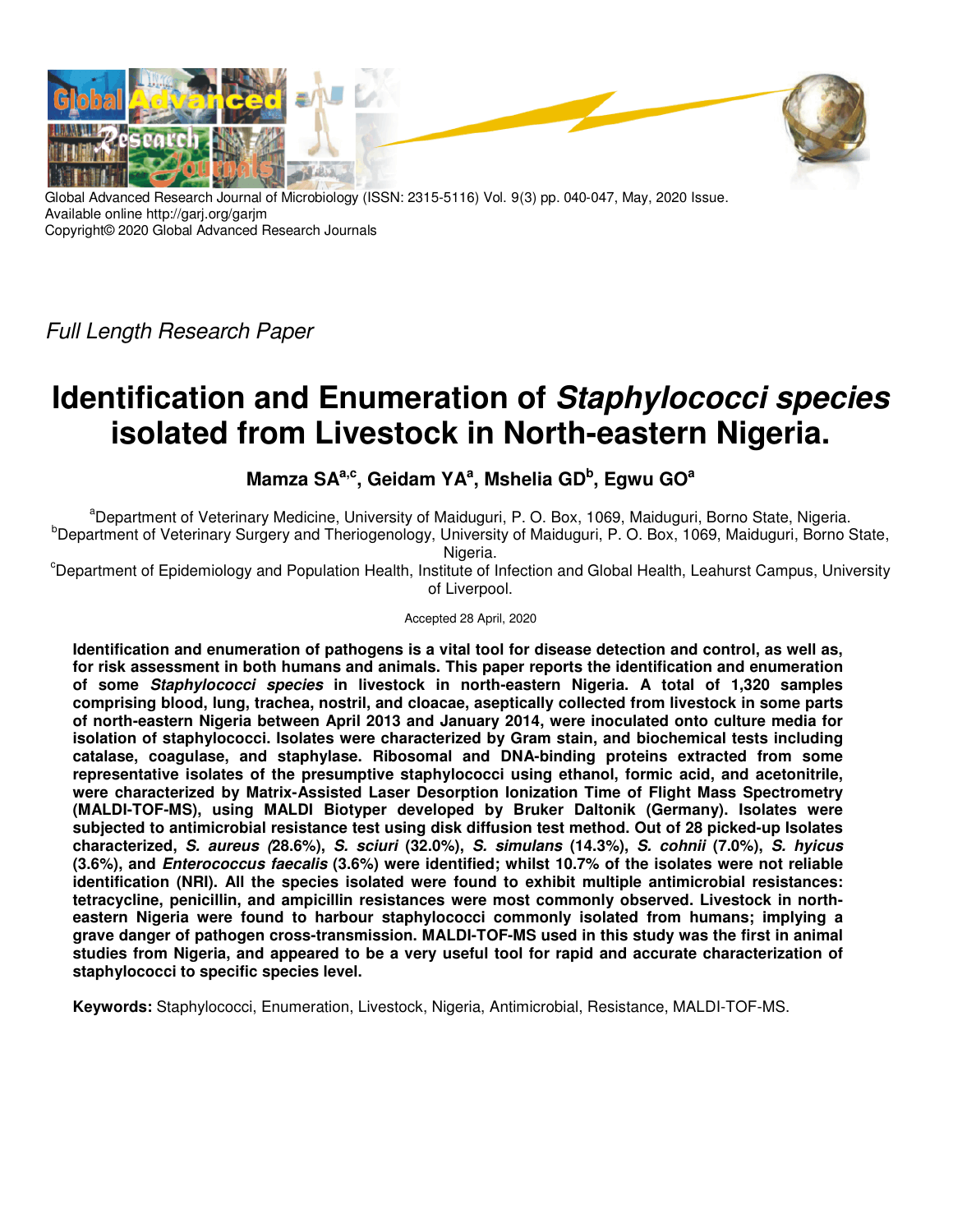Global Advanced Research Journal of Microbiology (ISSN: 2315-5116) Vol. 9(3) pp. 040-047, May, 2020 Issue.
Available online http://garj.org/garjm
Copyright© 2020 Global Advanced Research Journals

*Full Length Research Paper*

# Identification and Enumeration of *Staphylococci species* isolated from Livestock in North-eastern Nigeria.

**Mamza SA[a,c], Geidam YA[a], Mshelia GD[b], Egwu GO[a]**

[a]Department of Veterinary Medicine, University of Maiduguri, P. O. Box, 1069, Maiduguri, Borno State, Nigeria.
[b]Department of Veterinary Surgery and Theriogenology, University of Maiduguri, P. O. Box, 1069, Maiduguri, Borno State, Nigeria.
[c]Department of Epidemiology and Population Health, Institute of Infection and Global Health, Leahurst Campus, University of Liverpool.

Accepted 28 April, 2020

**Identification and enumeration of pathogens is a vital tool for disease detection and control, as well as, for risk assessment in both humans and animals. This paper reports the identification and enumeration of some *Staphylococci species* in livestock in north-eastern Nigeria. A total of 1,320 samples comprising blood, lung, trachea, nostril, and cloacae, aseptically collected from livestock in some parts of north-eastern Nigeria between April 2013 and January 2014, were inoculated onto culture media for isolation of staphylococci. Isolates were characterized by Gram stain, and biochemical tests including catalase, coagulase, and staphylase. Ribosomal and DNA-binding proteins extracted from some representative isolates of the presumptive staphylococci using ethanol, formic acid, and acetonitrile, were characterized by Matrix-Assisted Laser Desorption Ionization Time of Flight Mass Spectrometry (MALDI-TOF-MS), using MALDI Biotyper developed by Bruker Daltonik (Germany). Isolates were subjected to antimicrobial resistance test using disk diffusion test method. Out of 28 picked-up Isolates characterized, *S. aureus (*28.6%), *S. sciuri* (32.0%), *S. simulans* (14.3%), *S. cohnii* (7.0%), *S. hyicus* (3.6%), and *Enterococcus faecalis* (3.6%) were identified; whilst 10.7% of the isolates were not reliable identification (NRI). All the species isolated were found to exhibit multiple antimicrobial resistances: tetracycline, penicillin, and ampicillin resistances were most commonly observed. Livestock in north-eastern Nigeria were found to harbour staphylococci commonly isolated from humans; implying a grave danger of pathogen cross-transmission. MALDI-TOF-MS used in this study was the first in animal studies from Nigeria, and appeared to be a very useful tool for rapid and accurate characterization of staphylococci to specific species level.**

**Keywords:** Staphylococci, Enumeration, Livestock, Nigeria, Antimicrobial, Resistance, MALDI-TOF-MS.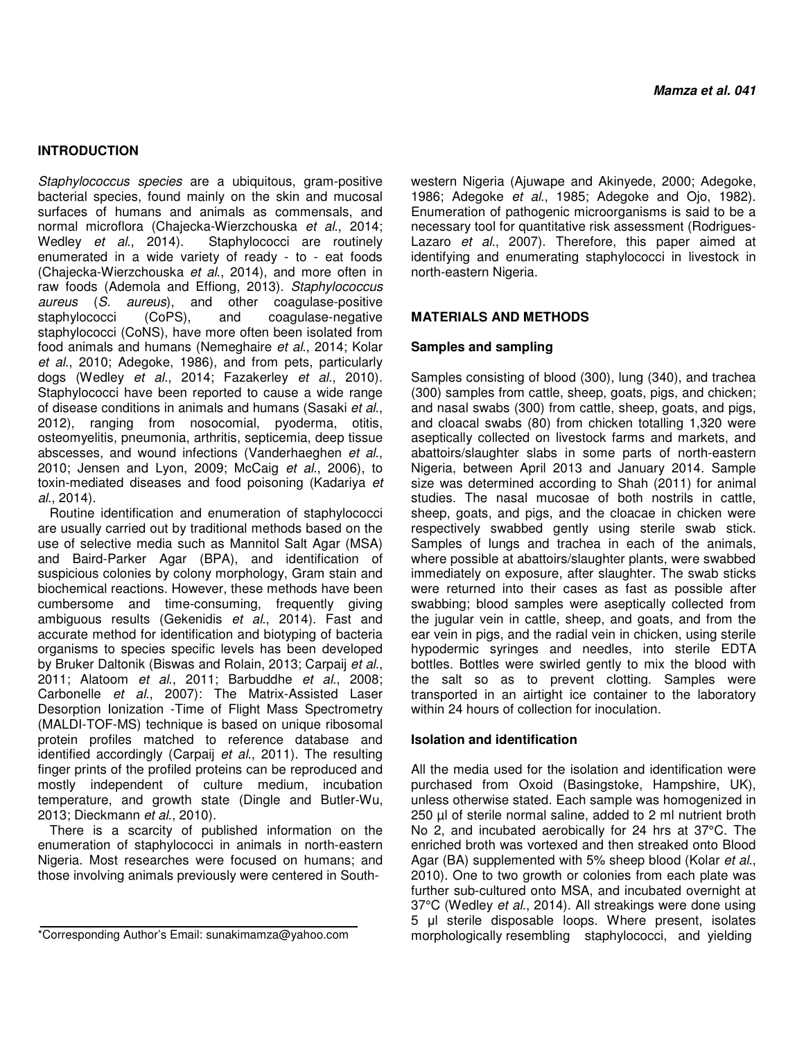## INTRODUCTION

*Staphylococcus species* are a ubiquitous, gram-positive bacterial species, found mainly on the skin and mucosal surfaces of humans and animals as commensals, and normal microflora (Chajecka-Wierzchouska *et al*., 2014; Wedley *et al*., 2014). Staphylococci are routinely enumerated in a wide variety of ready - to - eat foods (Chajecka-Wierzchouska *et al*., 2014), and more often in raw foods (Ademola and Effiong, 2013). *Staphylococcus aureus* (*S. aureus*), and other coagulase-positive staphylococci (CoPS), and coagulase-negative staphylococci (CoNS), have more often been isolated from food animals and humans (Nemeghaire *et al*., 2014; Kolar *et al*., 2010; Adegoke, 1986), and from pets, particularly dogs (Wedley *et al*., 2014; Fazakerley *et al*., 2010). Staphylococci have been reported to cause a wide range of disease conditions in animals and humans (Sasaki *et al*., 2012), ranging from nosocomial, pyoderma, otitis, osteomyelitis, pneumonia, arthritis, septicemia, deep tissue abscesses, and wound infections (Vanderhaeghen *et al*., 2010; Jensen and Lyon, 2009; McCaig *et al*., 2006), to toxin-mediated diseases and food poisoning (Kadariya *et al*., 2014).

Routine identification and enumeration of staphylococci are usually carried out by traditional methods based on the use of selective media such as Mannitol Salt Agar (MSA) and Baird-Parker Agar (BPA), and identification of suspicious colonies by colony morphology, Gram stain and biochemical reactions. However, these methods have been cumbersome and time-consuming, frequently giving ambiguous results (Gekenidis *et al*., 2014). Fast and accurate method for identification and biotyping of bacteria organisms to species specific levels has been developed by Bruker Daltonik (Biswas and Rolain, 2013; Carpaij *et al*., 2011; Alatoom *et al*., 2011; Barbuddhe *et al*., 2008; Carbonelle *et al*., 2007): The Matrix-Assisted Laser Desorption Ionization -Time of Flight Mass Spectrometry (MALDI-TOF-MS) technique is based on unique ribosomal protein profiles matched to reference database and identified accordingly (Carpaij *et al*., 2011). The resulting finger prints of the profiled proteins can be reproduced and mostly independent of culture medium, incubation temperature, and growth state (Dingle and Butler-Wu, 2013; Dieckmann *et al*., 2010).

There is a scarcity of published information on the enumeration of staphylococci in animals in north-eastern Nigeria. Most researches were focused on humans; and those involving animals previously were centered in South-western Nigeria (Ajuwape and Akinyede, 2000; Adegoke, 1986; Adegoke *et al*., 1985; Adegoke and Ojo, 1982). Enumeration of pathogenic microorganisms is said to be a necessary tool for quantitative risk assessment (Rodrigues-Lazaro *et al*., 2007). Therefore, this paper aimed at identifying and enumerating staphylococci in livestock in north-eastern Nigeria.

## MATERIALS AND METHODS

### Samples and sampling

Samples consisting of blood (300), lung (340), and trachea (300) samples from cattle, sheep, goats, pigs, and chicken; and nasal swabs (300) from cattle, sheep, goats, and pigs, and cloacal swabs (80) from chicken totalling 1,320 were aseptically collected on livestock farms and markets, and abattoirs/slaughter slabs in some parts of north-eastern Nigeria, between April 2013 and January 2014. Sample size was determined according to Shah (2011) for animal studies. The nasal mucosae of both nostrils in cattle, sheep, goats, and pigs, and the cloacae in chicken were respectively swabbed gently using sterile swab stick. Samples of lungs and trachea in each of the animals, where possible at abattoirs/slaughter plants, were swabbed immediately on exposure, after slaughter. The swab sticks were returned into their cases as fast as possible after swabbing; blood samples were aseptically collected from the jugular vein in cattle, sheep, and goats, and from the ear vein in pigs, and the radial vein in chicken, using sterile hypodermic syringes and needles, into sterile EDTA bottles. Bottles were swirled gently to mix the blood with the salt so as to prevent clotting. Samples were transported in an airtight ice container to the laboratory within 24 hours of collection for inoculation.

### Isolation and identification

All the media used for the isolation and identification were purchased from Oxoid (Basingstoke, Hampshire, UK), unless otherwise stated. Each sample was homogenized in 250 µl of sterile normal saline, added to 2 ml nutrient broth No 2, and incubated aerobically for 24 hrs at 37°C. The enriched broth was vortexed and then streaked onto Blood Agar (BA) supplemented with 5% sheep blood (Kolar *et al*., 2010). One to two growth or colonies from each plate was further sub-cultured onto MSA, and incubated overnight at 37°C (Wedley *et al*., 2014). All streakings were done using 5 µl sterile disposable loops. Where present, isolates morphologically resembling staphylococci, and yielding

\*Corresponding Author's Email: sunakimamza@yahoo.com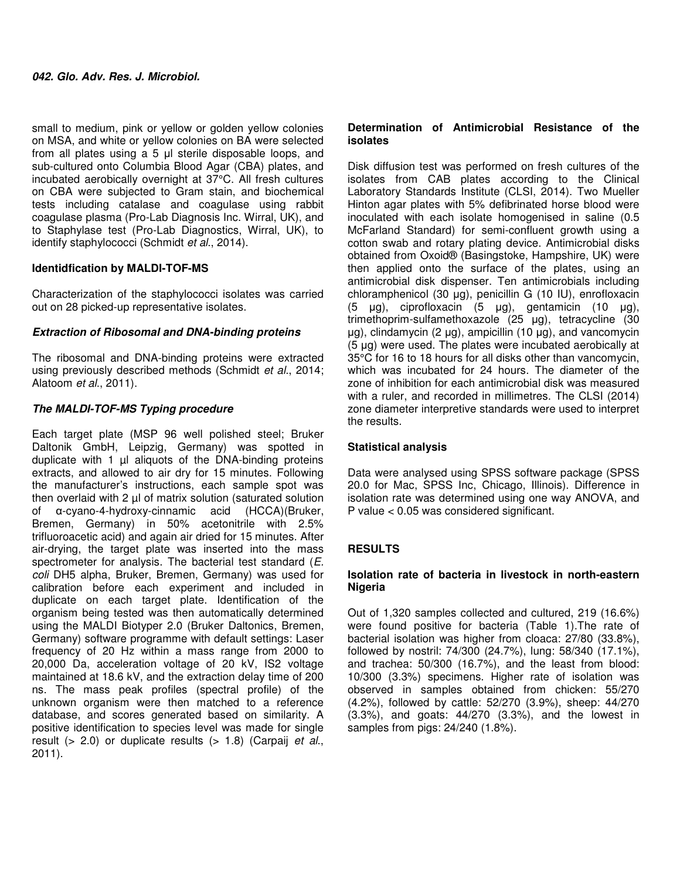small to medium, pink or yellow or golden yellow colonies on MSA, and white or yellow colonies on BA were selected from all plates using a 5 µl sterile disposable loops, and sub-cultured onto Columbia Blood Agar (CBA) plates, and incubated aerobically overnight at 37°C. All fresh cultures on CBA were subjected to Gram stain, and biochemical tests including catalase and coagulase using rabbit coagulase plasma (Pro-Lab Diagnosis Inc. Wirral, UK), and to Staphylase test (Pro-Lab Diagnostics, Wirral, UK), to identify staphylococci (Schmidt *et al*., 2014).

**Identidfication by MALDI-TOF-MS**

Characterization of the staphylococci isolates was carried out on 28 picked-up representative isolates.

***Extraction of Ribosomal and DNA-binding proteins***

The ribosomal and DNA-binding proteins were extracted using previously described methods (Schmidt *et al*., 2014; Alatoom *et al*., 2011).

***The MALDI-TOF-MS Typing procedure***

Each target plate (MSP 96 well polished steel; Bruker Daltonik GmbH, Leipzig, Germany) was spotted in duplicate with 1 µl aliquots of the DNA-binding proteins extracts, and allowed to air dry for 15 minutes. Following the manufacturer's instructions, each sample spot was then overlaid with 2 µl of matrix solution (saturated solution of α-cyano-4-hydroxy-cinnamic acid (HCCA)(Bruker, Bremen, Germany) in 50% acetonitrile with 2.5% trifluoroacetic acid) and again air dried for 15 minutes. After air-drying, the target plate was inserted into the mass spectrometer for analysis. The bacterial test standard (*E. coli* DH5 alpha, Bruker, Bremen, Germany) was used for calibration before each experiment and included in duplicate on each target plate. Identification of the organism being tested was then automatically determined using the MALDI Biotyper 2.0 (Bruker Daltonics, Bremen, Germany) software programme with default settings: Laser frequency of 20 Hz within a mass range from 2000 to 20,000 Da, acceleration voltage of 20 kV, IS2 voltage maintained at 18.6 kV, and the extraction delay time of 200 ns. The mass peak profiles (spectral profile) of the unknown organism were then matched to a reference database, and scores generated based on similarity. A positive identification to species level was made for single result (> 2.0) or duplicate results (> 1.8) (Carpaij *et al*., 2011).

**Determination of Antimicrobial Resistance of the isolates**

Disk diffusion test was performed on fresh cultures of the isolates from CAB plates according to the Clinical Laboratory Standards Institute (CLSI, 2014). Two Mueller Hinton agar plates with 5% defibrinated horse blood were inoculated with each isolate homogenised in saline (0.5 McFarland Standard) for semi-confluent growth using a cotton swab and rotary plating device. Antimicrobial disks obtained from Oxoid® (Basingstoke, Hampshire, UK) were then applied onto the surface of the plates, using an antimicrobial disk dispenser. Ten antimicrobials including chloramphenicol (30 µg), penicillin G (10 IU), enrofloxacin (5 µg), ciprofloxacin (5 µg), gentamicin (10 µg), trimethoprim-sulfamethoxazole (25 µg), tetracycline (30 µg), clindamycin (2 µg), ampicillin (10 µg), and vancomycin (5 µg) were used. The plates were incubated aerobically at 35°C for 16 to 18 hours for all disks other than vancomycin, which was incubated for 24 hours. The diameter of the zone of inhibition for each antimicrobial disk was measured with a ruler, and recorded in millimetres. The CLSI (2014) zone diameter interpretive standards were used to interpret the results.

**Statistical analysis**

Data were analysed using SPSS software package (SPSS 20.0 for Mac, SPSS Inc, Chicago, Illinois). Difference in isolation rate was determined using one way ANOVA, and P value < 0.05 was considered significant.

## RESULTS

**Isolation rate of bacteria in livestock in north-eastern Nigeria**

Out of 1,320 samples collected and cultured, 219 (16.6%) were found positive for bacteria (Table 1).The rate of bacterial isolation was higher from cloaca: 27/80 (33.8%), followed by nostril: 74/300 (24.7%), lung: 58/340 (17.1%), and trachea: 50/300 (16.7%), and the least from blood: 10/300 (3.3%) specimens. Higher rate of isolation was observed in samples obtained from chicken: 55/270 (4.2%), followed by cattle: 52/270 (3.9%), sheep: 44/270 (3.3%), and goats: 44/270 (3.3%), and the lowest in samples from pigs: 24/240 (1.8%).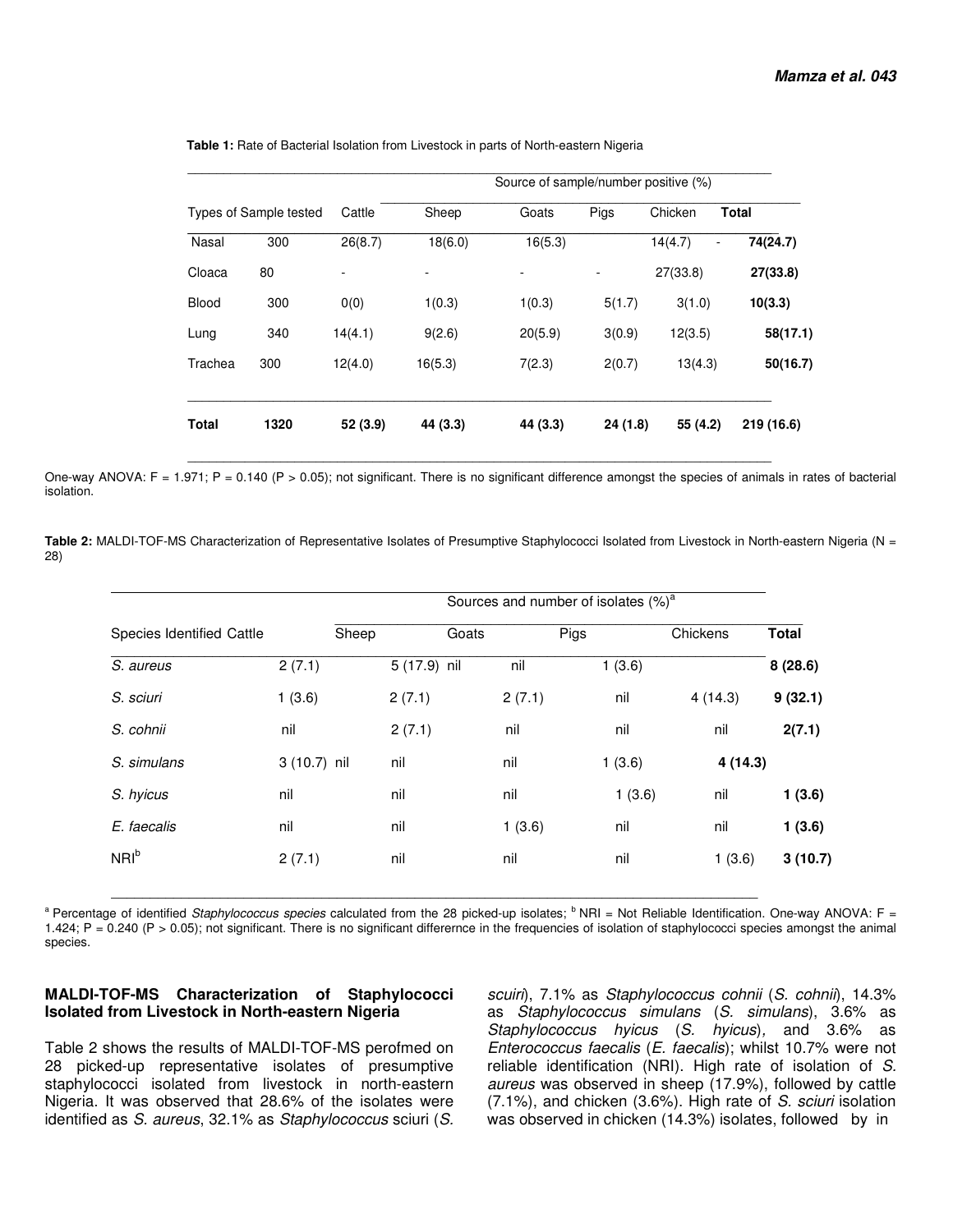**Table 1:** Rate of Bacterial Isolation from Livestock in parts of North-eastern Nigeria

| Types of Sample tested | | Source of sample/number positive (%) | | | | | |
|---|---|---|---|---|---|---|---|
| | | Cattle | Sheep | Goats | Pigs | Chicken | Total |
| Nasal | 300 | 26(8.7) | 18(6.0) | 16(5.3) | 14(4.7) | - | 74(24.7) |
| Cloaca | 80 | - | - | - | - | 27(33.8) | 27(33.8) |
| Blood | 300 | 0(0) | 1(0.3) | 1(0.3) | 5(1.7) | 3(1.0) | 10(3.3) |
| Lung | 340 | 14(4.1) | 9(2.6) | 20(5.9) | 3(0.9) | 12(3.5) | 58(17.1) |
| Trachea | 300 | 12(4.0) | 16(5.3) | 7(2.3) | 2(0.7) | 13(4.3) | 50(16.7) |
| **Total** | **1320** | **52 (3.9)** | **44 (3.3)** | **44 (3.3)** | **24 (1.8)** | **55 (4.2)** | **219 (16.6)** |

One-way ANOVA: F = 1.971; P = 0.140 (P > 0.05); not significant. There is no significant difference amongst the species of animals in rates of bacterial isolation.

**Table 2:** MALDI-TOF-MS Characterization of Representative Isolates of Presumptive Staphylococci Isolated from Livestock in North-eastern Nigeria (N = 28)

| Species Identified | Sources and number of isolates (%)[a] | | | | | |
|---|---|---|---|---|---|---|
| | Cattle | Sheep | Goats | Pigs | Chickens | Total |
| *S. aureus* | 2 (7.1) | 5 (17.9) | nil | nil | 1 (3.6) | **8 (28.6)** |
| *S. sciuri* | 1 (3.6) | 2 (7.1) | 2 (7.1) | nil | 4 (14.3) | **9 (32.1)** |
| *S. cohnii* | nil | 2 (7.1) | nil | nil | nil | **2(7.1)** |
| *S. simulans* | 3 (10.7) | nil | nil | nil | 1 (3.6) | **4 (14.3)** |
| *S. hyicus* | nil | nil | nil | 1 (3.6) | nil | **1 (3.6)** |
| *E. faecalis* | nil | nil | 1 (3.6) | nil | nil | **1 (3.6)** |
| NRI[b] | 2 (7.1) | nil | nil | nil | 1 (3.6) | **3 (10.7)** |

[a] Percentage of identified *Staphylococcus species* calculated from the 28 picked-up isolates; [b] NRI = Not Reliable Identification. One-way ANOVA: F = 1.424; P = 0.240 (P > 0.05); not significant. There is no significant differernce in the frequencies of isolation of staphylococci species amongst the animal species.

**MALDI-TOF-MS Characterization of Staphylococci Isolated from Livestock in North-eastern Nigeria**

Table 2 shows the results of MALDI-TOF-MS perofmed on 28 picked-up representative isolates of presumptive staphylococci isolated from livestock in north-eastern Nigeria. It was observed that 28.6% of the isolates were identified as *S. aureus*, 32.1% as *Staphylococcus* sciuri (*S. scuiri*), 7.1% as *Staphylococcus cohnii* (*S. cohnii*), 14.3% as *Staphylococcus simulans* (*S. simulans*), 3.6% as *Staphylococcus hyicus* (*S. hyicus*), and 3.6% as *Enterococcus faecalis* (*E. faecalis*); whilst 10.7% were not reliable identification (NRI). High rate of isolation of *S. aureus* was observed in sheep (17.9%), followed by cattle (7.1%), and chicken (3.6%). High rate of *S. sciuri* isolation was observed in chicken (14.3%) isolates, followed by in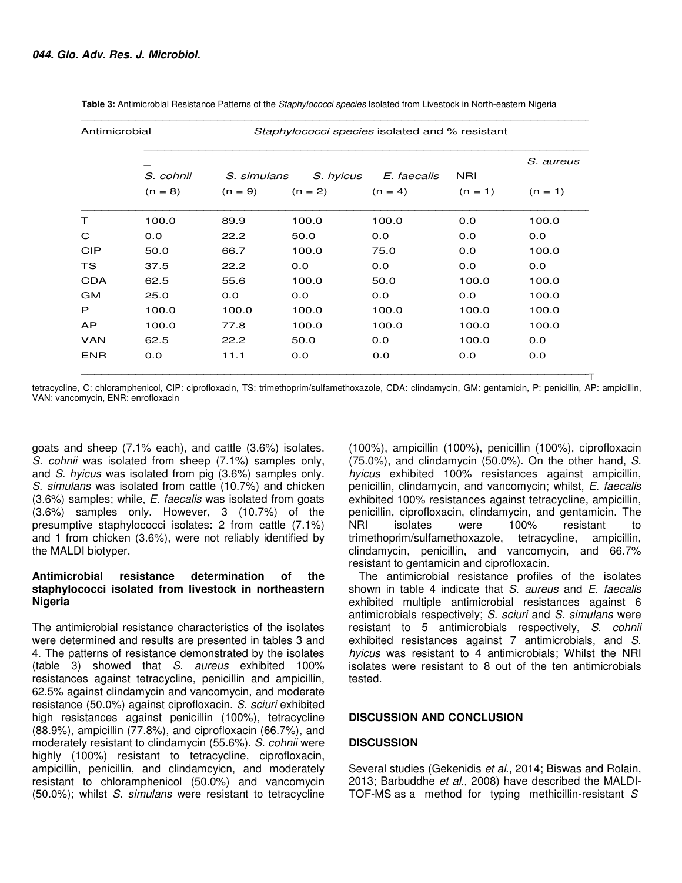**Table 3:** Antimicrobial Resistance Patterns of the *Staphylococci species* Isolated from Livestock in North-eastern Nigeria

| Antimicrobial | *Staphylococci species* isolated and % resistant | | | | | |
|---|---|---|---|---|---|---|
| | *S. cohnii* (n = 8) | *S. simulans* (n = 9) | *S. hyicus* (n = 2) | *E. faecalis* (n = 4) | NRI (n = 1) | *S. aureus* (n = 1) |
| T | 100.0 | 89.9 | 100.0 | 100.0 | 0.0 | 100.0 |
| C | 0.0 | 22.2 | 50.0 | 0.0 | 0.0 | 0.0 |
| CIP | 50.0 | 66.7 | 100.0 | 75.0 | 0.0 | 100.0 |
| TS | 37.5 | 22.2 | 0.0 | 0.0 | 0.0 | 0.0 |
| CDA | 62.5 | 55.6 | 100.0 | 50.0 | 100.0 | 100.0 |
| GM | 25.0 | 0.0 | 0.0 | 0.0 | 0.0 | 100.0 |
| P | 100.0 | 100.0 | 100.0 | 100.0 | 100.0 | 100.0 |
| AP | 100.0 | 77.8 | 100.0 | 100.0 | 100.0 | 100.0 |
| VAN | 62.5 | 22.2 | 50.0 | 0.0 | 100.0 | 0.0 |
| ENR | 0.0 | 11.1 | 0.0 | 0.0 | 0.0 | 0.0 |

T: tetracycline, C: chloramphenicol, CIP: ciprofloxacin, TS: trimethoprim/sulfamethoxazole, CDA: clindamycin, GM: gentamicin, P: penicillin, AP: ampicillin, VAN: vancomycin, ENR: enrofloxacin

goats and sheep (7.1% each), and cattle (3.6%) isolates. *S. cohnii* was isolated from sheep (7.1%) samples only, and *S. hyicus* was isolated from pig (3.6%) samples only. *S. simulans* was isolated from cattle (10.7%) and chicken (3.6%) samples; while, *E. faecalis* was isolated from goats (3.6%) samples only. However, 3 (10.7%) of the presumptive staphylococci isolates: 2 from cattle (7.1%) and 1 from chicken (3.6%), were not reliably identified by the MALDI biotyper.

**Antimicrobial resistance determination of the staphylococci isolated from livestock in northeastern Nigeria**

The antimicrobial resistance characteristics of the isolates were determined and results are presented in tables 3 and 4. The patterns of resistance demonstrated by the isolates (table 3) showed that *S. aureus* exhibited 100% resistances against tetracycline, penicillin and ampicillin, 62.5% against clindamycin and vancomycin, and moderate resistance (50.0%) against ciprofloxacin. *S. sciuri* exhibited high resistances against penicillin (100%), tetracycline (88.9%), ampicillin (77.8%), and ciprofloxacin (66.7%), and moderately resistant to clindamycin (55.6%). *S. cohnii* were highly (100%) resistant to tetracycline, ciprofloxacin, ampicillin, penicillin, and clindamcyicn, and moderately resistant to chloramphenicol (50.0%) and vancomycin (50.0%); whilst *S. simulans* were resistant to tetracycline (100%), ampicillin (100%), penicillin (100%), ciprofloxacin (75.0%), and clindamycin (50.0%). On the other hand, *S. hyicus* exhibited 100% resistances against ampicillin, penicillin, clindamycin, and vancomycin; whilst, *E. faecalis* exhibited 100% resistances against tetracycline, ampicillin, penicillin, ciprofloxacin, clindamycin, and gentamicin. The NRI isolates were 100% resistant to trimethoprim/sulfamethoxazole, tetracycline, ampicillin, clindamycin, penicillin, and vancomycin, and 66.7% resistant to gentamicin and ciprofloxacin.

The antimicrobial resistance profiles of the isolates shown in table 4 indicate that *S. aureus* and *E. faecalis* exhibited multiple antimicrobial resistances against 6 antimicrobials respectively; *S. sciuri* and *S. simulans* were resistant to 5 antimicrobials respectively, *S. cohnii* exhibited resistances against 7 antimicrobials, and *S. hyicus* was resistant to 4 antimicrobials; Whilst the NRI isolates were resistant to 8 out of the ten antimicrobials tested.

## DISCUSSION AND CONCLUSION

### DISCUSSION

Several studies (Gekenidis *et al*., 2014; Biswas and Rolain, 2013; Barbuddhe *et al*., 2008) have described the MALDI-TOF-MS as a method for typing methicillin-resistant *S*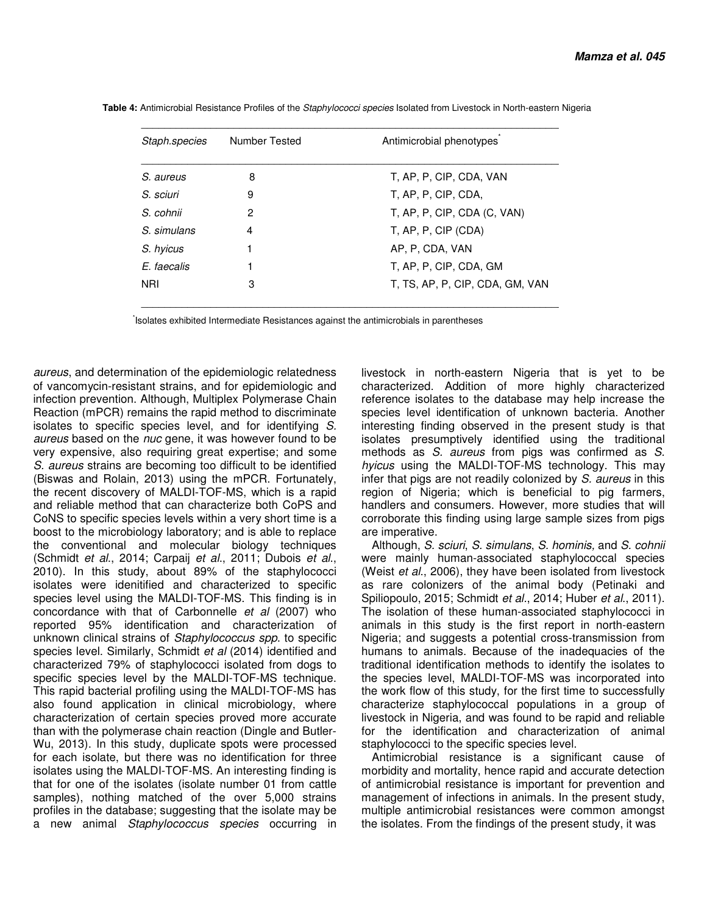**Table 4:** Antimicrobial Resistance Profiles of the *Staphylococci species* Isolated from Livestock in North-eastern Nigeria

| *Staph.species* | Number Tested | Antimicrobial phenotypes* |
|---|---|---|
| *S. aureus* | 8 | T, AP, P, CIP, CDA, VAN |
| *S. sciuri* | 9 | T, AP, P, CIP, CDA, |
| *S. cohnii* | 2 | T, AP, P, CIP, CDA (C, VAN) |
| *S. simulans* | 4 | T, AP, P, CIP (CDA) |
| *S. hyicus* | 1 | AP, P, CDA, VAN |
| *E. faecalis* | 1 | T, AP, P, CIP, CDA, GM |
| NRI | 3 | T, TS, AP, P, CIP, CDA, GM, VAN |

*Isolates exhibited Intermediate Resistances against the antimicrobials in parentheses

*aureus*, and determination of the epidemiologic relatedness of vancomycin-resistant strains, and for epidemiologic and infection prevention. Although, Multiplex Polymerase Chain Reaction (mPCR) remains the rapid method to discriminate isolates to specific species level, and for identifying *S. aureus* based on the *nuc* gene, it was however found to be very expensive, also requiring great expertise; and some *S. aureus* strains are becoming too difficult to be identified (Biswas and Rolain, 2013) using the mPCR. Fortunately, the recent discovery of MALDI-TOF-MS, which is a rapid and reliable method that can characterize both CoPS and CoNS to specific species levels within a very short time is a boost to the microbiology laboratory; and is able to replace the conventional and molecular biology techniques (Schmidt *et al*., 2014; Carpaij *et al*., 2011; Dubois *et al*., 2010). In this study, about 89% of the staphylococci isolates were idenitified and characterized to specific species level using the MALDI-TOF-MS. This finding is in concordance with that of Carbonnelle *et al* (2007) who reported 95% identification and characterization of unknown clinical strains of *Staphylococcus spp*. to specific species level. Similarly, Schmidt *et al* (2014) identified and characterized 79% of staphylococci isolated from dogs to specific species level by the MALDI-TOF-MS technique. This rapid bacterial profiling using the MALDI-TOF-MS has also found application in clinical microbiology, where characterization of certain species proved more accurate than with the polymerase chain reaction (Dingle and Butler-Wu, 2013). In this study, duplicate spots were processed for each isolate, but there was no identification for three isolates using the MALDI-TOF-MS. An interesting finding is that for one of the isolates (isolate number 01 from cattle samples), nothing matched of the over 5,000 strains profiles in the database; suggesting that the isolate may be a new animal *Staphylococcus species* occurring in livestock in north-eastern Nigeria that is yet to be characterized. Addition of more highly characterized reference isolates to the database may help increase the species level identification of unknown bacteria. Another interesting finding observed in the present study is that isolates presumptively identified using the traditional methods as *S. aureus* from pigs was confirmed as *S. hyicus* using the MALDI-TOF-MS technology. This may infer that pigs are not readily colonized by *S. aureus* in this region of Nigeria; which is beneficial to pig farmers, handlers and consumers. However, more studies that will corroborate this finding using large sample sizes from pigs are imperative.

Although, *S. sciuri*, *S. simulans*, *S. hominis,* and *S. cohnii* were mainly human-associated staphylococcal species (Weist *et al*., 2006), they have been isolated from livestock as rare colonizers of the animal body (Petinaki and Spiliopoulo, 2015; Schmidt *et al*., 2014; Huber *et al*., 2011). The isolation of these human-associated staphylococci in animals in this study is the first report in north-eastern Nigeria; and suggests a potential cross-transmission from humans to animals. Because of the inadequacies of the traditional identification methods to identify the isolates to the species level, MALDI-TOF-MS was incorporated into the work flow of this study, for the first time to successfully characterize staphylococcal populations in a group of livestock in Nigeria, and was found to be rapid and reliable for the identification and characterization of animal staphylococci to the specific species level.

Antimicrobial resistance is a significant cause of morbidity and mortality, hence rapid and accurate detection of antimicrobial resistance is important for prevention and management of infections in animals. In the present study, multiple antimicrobial resistances were common amongst the isolates. From the findings of the present study, it was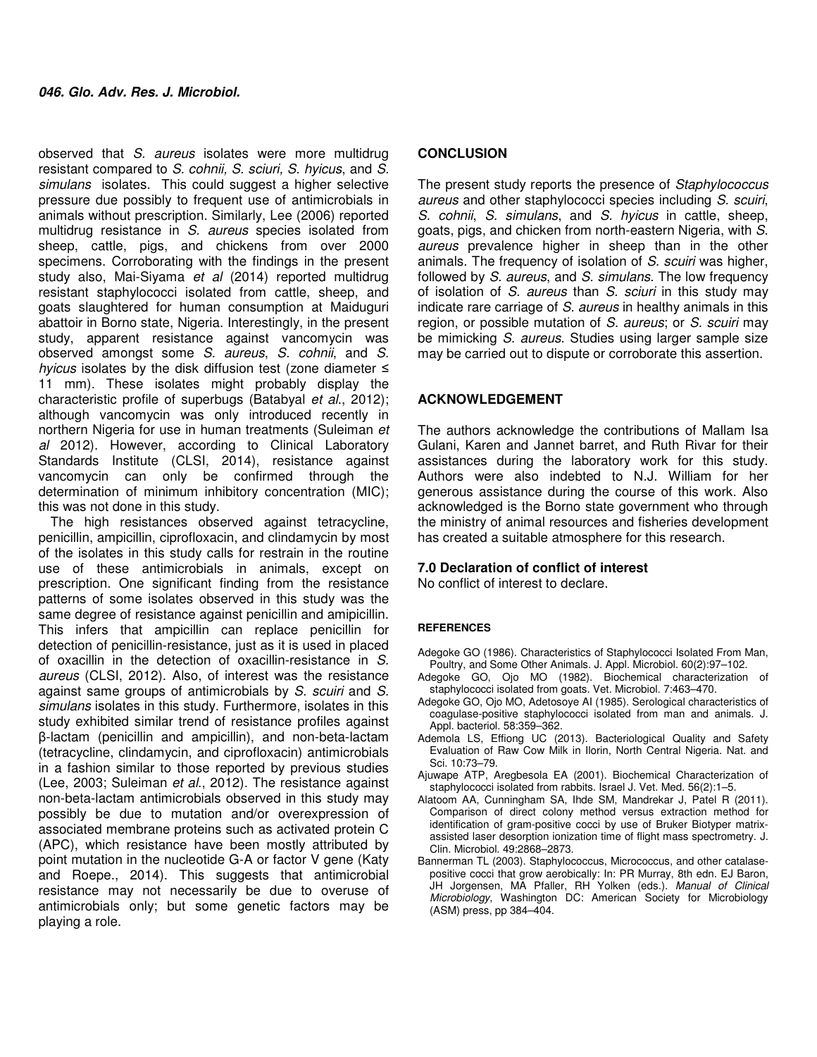observed that *S. aureus* isolates were more multidrug resistant compared to *S. cohnii, S. sciuri, S. hyicus*, and *S. simulans* isolates. This could suggest a higher selective pressure due possibly to frequent use of antimicrobials in animals without prescription. Similarly, Lee (2006) reported multidrug resistance in *S. aureus* species isolated from sheep, cattle, pigs, and chickens from over 2000 specimens. Corroborating with the findings in the present study also, Mai-Siyama *et al* (2014) reported multidrug resistant staphylococci isolated from cattle, sheep, and goats slaughtered for human consumption at Maiduguri abattoir in Borno state, Nigeria. Interestingly, in the present study, apparent resistance against vancomycin was observed amongst some *S. aureus*, *S. cohnii*, and *S. hyicus* isolates by the disk diffusion test (zone diameter ≤ 11 mm). These isolates might probably display the characteristic profile of superbugs (Batabyal *et al*., 2012); although vancomycin was only introduced recently in northern Nigeria for use in human treatments (Suleiman *et al* 2012). However, according to Clinical Laboratory Standards Institute (CLSI, 2014), resistance against vancomycin can only be confirmed through the determination of minimum inhibitory concentration (MIC); this was not done in this study.

The high resistances observed against tetracycline, penicillin, ampicillin, ciprofloxacin, and clindamycin by most of the isolates in this study calls for restrain in the routine use of these antimicrobials in animals, except on prescription. One significant finding from the resistance patterns of some isolates observed in this study was the same degree of resistance against penicillin and amipicillin. This infers that ampicillin can replace penicillin for detection of penicillin-resistance, just as it is used in placed of oxacillin in the detection of oxacillin-resistance in *S. aureus* (CLSI, 2012). Also, of interest was the resistance against same groups of antimicrobials by *S. scuiri* and *S. simulans* isolates in this study. Furthermore, isolates in this study exhibited similar trend of resistance profiles against β-lactam (penicillin and ampicillin), and non-beta-lactam (tetracycline, clindamycin, and ciprofloxacin) antimicrobials in a fashion similar to those reported by previous studies (Lee, 2003; Suleiman *et al*., 2012). The resistance against non-beta-lactam antimicrobials observed in this study may possibly be due to mutation and/or overexpression of associated membrane proteins such as activated protein C (APC), which resistance have been mostly attributed by point mutation in the nucleotide G-A or factor V gene (Katy and Roepe., 2014). This suggests that antimicrobial resistance may not necessarily be due to overuse of antimicrobials only; but some genetic factors may be playing a role.

## CONCLUSION

The present study reports the presence of *Staphylococcus aureus* and other staphylococci species including *S. scuiri*, *S. cohnii*, *S. simulans*, and *S. hyicus* in cattle, sheep, goats, pigs, and chicken from north-eastern Nigeria, with *S. aureus* prevalence higher in sheep than in the other animals. The frequency of isolation of *S. scuiri* was higher, followed by *S. aureus*, and *S. simulans*. The low frequency of isolation of *S. aureus* than *S. sciuri* in this study may indicate rare carriage of *S. aureus* in healthy animals in this region, or possible mutation of *S. aureus*; or *S. scuiri* may be mimicking *S. aureus*. Studies using larger sample size may be carried out to dispute or corroborate this assertion.

## ACKNOWLEDGEMENT

The authors acknowledge the contributions of Mallam Isa Gulani, Karen and Jannet barret, and Ruth Rivar for their assistances during the laboratory work for this study. Authors were also indebted to N.J. William for her generous assistance during the course of this work. Also acknowledged is the Borno state government who through the ministry of animal resources and fisheries development has created a suitable atmosphere for this research.

## 7.0 Declaration of conflict of interest

No conflict of interest to declare.

## REFERENCES

Adegoke GO (1986). Characteristics of Staphylococci Isolated From Man, Poultry, and Some Other Animals. J. Appl. Microbiol. 60(2):97–102.

Adegoke GO, Ojo MO (1982). Biochemical characterization of staphylococci isolated from goats. Vet. Microbiol. 7:463–470.

Adegoke GO, Ojo MO, Adetosoye AI (1985). Serological characteristics of coagulase-positive staphylococci isolated from man and animals. J. Appl. bacteriol. 58:359–362.

Ademola LS, Effiong UC (2013). Bacteriological Quality and Safety Evaluation of Raw Cow Milk in Ilorin, North Central Nigeria. Nat. and Sci. 10:73–79.

Ajuwape ATP, Aregbesola EA (2001). Biochemical Characterization of staphylococci isolated from rabbits. Israel J. Vet. Med. 56(2):1–5.

Alatoom AA, Cunningham SA, Ihde SM, Mandrekar J, Patel R (2011). Comparison of direct colony method versus extraction method for identification of gram-positive cocci by use of Bruker Biotyper matrix-assisted laser desorption ionization time of flight mass spectrometry. J. Clin. Microbiol. 49:2868–2873.

Bannerman TL (2003). Staphylococcus, Micrococcus, and other catalase-positive cocci that grow aerobically: In: PR Murray, 8th edn. EJ Baron, JH Jorgensen, MA Pfaller, RH Yolken (eds.). *Manual of Clinical Microbiology*, Washington DC: American Society for Microbiology (ASM) press, pp 384–404.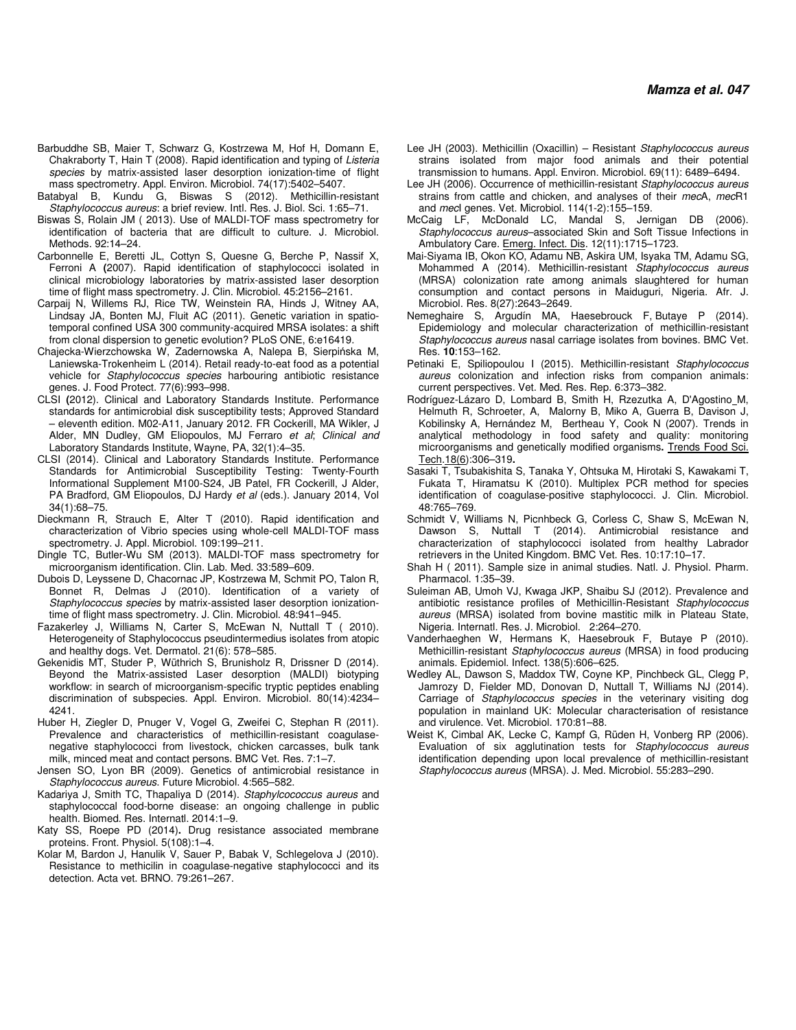Barbuddhe SB, Maier T, Schwarz G, Kostrzewa M, Hof H, Domann E, Chakraborty T, Hain T (2008). Rapid identification and typing of *Listeria species* by matrix-assisted laser desorption ionization-time of flight mass spectrometry. Appl. Environ. Microbiol. 74(17):5402–5407.

Batabyal B, Kundu G, Biswas S (2012). Methicillin-resistant *Staphylococcus aureus*: a brief review. Intl. Res. J. Biol. Sci. 1:65–71.

Biswas S, Rolain JM ( 2013). Use of MALDI-TOF mass spectrometry for identification of bacteria that are difficult to culture. J. Microbiol. Methods. 92:14–24.

Carbonnelle E, Beretti JL, Cottyn S, Quesne G, Berche P, Nassif X, Ferroni A **(**2007). Rapid identification of staphylococci isolated in clinical microbiology laboratories by matrix-assisted laser desorption time of flight mass spectrometry. J. Clin. Microbiol. 45:2156–2161.

Carpaij N, Willems RJ, Rice TW, Weinstein RA, Hinds J, Witney AA, Lindsay JA, Bonten MJ, Fluit AC (2011). Genetic variation in spatio-temporal confined USA 300 community-acquired MRSA isolates: a shift from clonal dispersion to genetic evolution? PLoS ONE, 6:e16419.

Chajecka-Wierzchowska W, Zadernowska A, Nalepa B, Sierpińska M, Laniewska-Trokenheim L (2014). Retail ready-to-eat food as a potential vehicle for *Staphylococcus species* harbouring antibiotic resistance genes. J. Food Protect. 77(6):993–998.

CLSI **(**2012). Clinical and Laboratory Standards Institute. Performance standards for antimicrobial disk susceptibility tests; Approved Standard – eleventh edition. M02-A11, January 2012. FR Cockerill, MA Wikler, J Alder, MN Dudley, GM Eliopoulos, MJ Ferraro *et al*; *Clinical and* Laboratory Standards Institute, Wayne, PA, 32(1):4–35.

CLSI (2014). Clinical and Laboratory Standards Institute. Performance Standards for Antimicrobial Susceptibility Testing: Twenty-Fourth Informational Supplement M100-S24, JB Patel, FR Cockerill, J Alder, PA Bradford, GM Eliopoulos, DJ Hardy *et al* (eds.). January 2014, Vol 34(1):68–75.

Dieckmann R, Strauch E, Alter T (2010). Rapid identification and characterization of Vibrio species using whole-cell MALDI-TOF mass spectrometry. J. Appl. Microbiol. 109:199–211.

Dingle TC, Butler-Wu SM (2013). MALDI-TOF mass spectrometry for microorganism identification. Clin. Lab. Med. 33:589–609.

Dubois D, Leyssene D, Chacornac JP, Kostrzewa M, Schmit PO, Talon R, Bonnet R, Delmas J (2010). Identification of a variety of *Staphylococcus species* by matrix-assisted laser desorption ionization-time of flight mass spectrometry. J. Clin. Microbiol. 48:941–945.

Fazakerley J, Williams N, Carter S, McEwan N, Nuttall T ( 2010). Heterogeneity of Staphylococcus pseudintermedius isolates from atopic and healthy dogs. Vet. Dermatol. 21(6): 578–585.

Gekenidis MT, Studer P, Wüthrich S, Brunisholz R, Drissner D (2014). Beyond the Matrix-assisted Laser desorption (MALDI) biotyping workflow: in search of microorganism-specific tryptic peptides enabling discrimination of subspecies. Appl. Environ. Microbiol. 80(14):4234–4241.

Huber H, Ziegler D, Pnuger V, Vogel G, Zweifei C, Stephan R (2011). Prevalence and characteristics of methicillin-resistant coagulase-negative staphylococci from livestock, chicken carcasses, bulk tank milk, minced meat and contact persons. BMC Vet. Res. 7:1–7.

Jensen SO, Lyon BR (2009). Genetics of antimicrobial resistance in *Staphylococcus aureus*. Future Microbiol. 4:565–582.

Kadariya J, Smith TC, Thapaliya D (2014). *Staphylcococcus aureus* and staphylococcal food-borne disease: an ongoing challenge in public health. Biomed. Res. Internatl. 2014:1–9.

Katy SS, Roepe PD (2014**)**. Drug resistance associated membrane proteins. Front. Physiol. 5(108):1–4.

Kolar M, Bardon J, Hanulik V, Sauer P, Babak V, Schlegelova J (2010). Resistance to methicilin in coagulase-negative staphylococci and its detection. Acta vet. BRNO. 79:261–267.

Lee JH (2003). Methicillin (Oxacillin) – Resistant *Staphylococcus aureus* strains isolated from major food animals and their potential transmission to humans. Appl. Environ. Microbiol. 69(11): 6489–6494.

Lee JH (2006). Occurrence of methicillin-resistant *Staphylococcus aureus* strains from cattle and chicken, and analyses of their *mec*A, *mec*R1 and *mec*I genes. Vet. Microbiol. 114(1-2):155–159.

McCaig LF, McDonald LC, Mandal S, Jernigan DB (2006). *Staphylococcus aureus*–associated Skin and Soft Tissue Infections in Ambulatory Care. Emerg. Infect. Dis. 12(11):1715–1723.

Mai-Siyama IB, Okon KO, Adamu NB, Askira UM, Isyaka TM, Adamu SG, Mohammed A (2014). Methicillin-resistant *Staphylococcus aureus* (MRSA) colonization rate among animals slaughtered for human consumption and contact persons in Maiduguri, Nigeria. Afr. J. Microbiol. Res. 8(27):2643–2649.

Nemeghaire S, Argudín MA, Haesebrouck F, Butaye P (2014). Epidemiology and molecular characterization of methicillin-resistant *Staphylococcus aureus* nasal carriage isolates from bovines. BMC Vet. Res. **10**:153–162.

Petinaki E, Spiliopoulou I (2015). Methicillin-resistant *Staphylococcus aureus* colonization and infection risks from companion animals: current perspectives. Vet. Med. Res. Rep. 6:373–382.

Rodríguez-Lázaro D, Lombard B, Smith H, Rzezutka A, D'Agostino M, Helmuth R, Schroeter, A, Malorny B, Miko A, Guerra B, Davison J, Kobilinsky A, Hernández M, Bertheau Y, Cook N (2007). Trends in analytical methodology in food safety and quality: monitoring microorganisms and genetically modified organisms**.** Trends Food Sci. Tech.18(6):306–319**.**

Sasaki T, Tsubakishita S, Tanaka Y, Ohtsuka M, Hirotaki S, Kawakami T, Fukata T, Hiramatsu K (2010). Multiplex PCR method for species identification of coagulase-positive staphylococci. J. Clin. Microbiol. 48:765–769.

Schmidt V, Williams N, Picnhbeck G, Corless C, Shaw S, McEwan N, Dawson S, Nuttall T (2014). Antimicrobial resistance and characterization of staphylococci isolated from healthy Labrador retrievers in the United Kingdom. BMC Vet. Res. 10:17:10–17.

Shah H ( 2011). Sample size in animal studies. Natl. J. Physiol. Pharm. Pharmacol. 1:35–39.

Suleiman AB, Umoh VJ, Kwaga JKP, Shaibu SJ (2012). Prevalence and antibiotic resistance profiles of Methicillin-Resistant *Staphylococcus aureus* (MRSA) isolated from bovine mastitic milk in Plateau State, Nigeria. Internatl. Res. J. Microbiol. 2:264–270.

Vanderhaeghen W, Hermans K, Haesebrouk F, Butaye P (2010). Methicillin-resistant *Staphylococcus aureus* (MRSA) in food producing animals. Epidemiol. Infect. 138(5):606–625.

Wedley AL, Dawson S, Maddox TW, Coyne KP, Pinchbeck GL, Clegg P, Jamrozy D, Fielder MD, Donovan D, Nuttall T, Williams NJ (2014). Carriage of *Staphylococcus species* in the veterinary visiting dog population in mainland UK: Molecular characterisation of resistance and virulence. Vet. Microbiol. 170:81–88.

Weist K, Cimbal AK, Lecke C, Kampf G, Rüden H, Vonberg RP (2006). Evaluation of six agglutination tests for *Staphylococcus aureus* identification depending upon local prevalence of methicillin-resistant *Staphylococcus aureus* (MRSA). J. Med. Microbiol. 55:283–290.